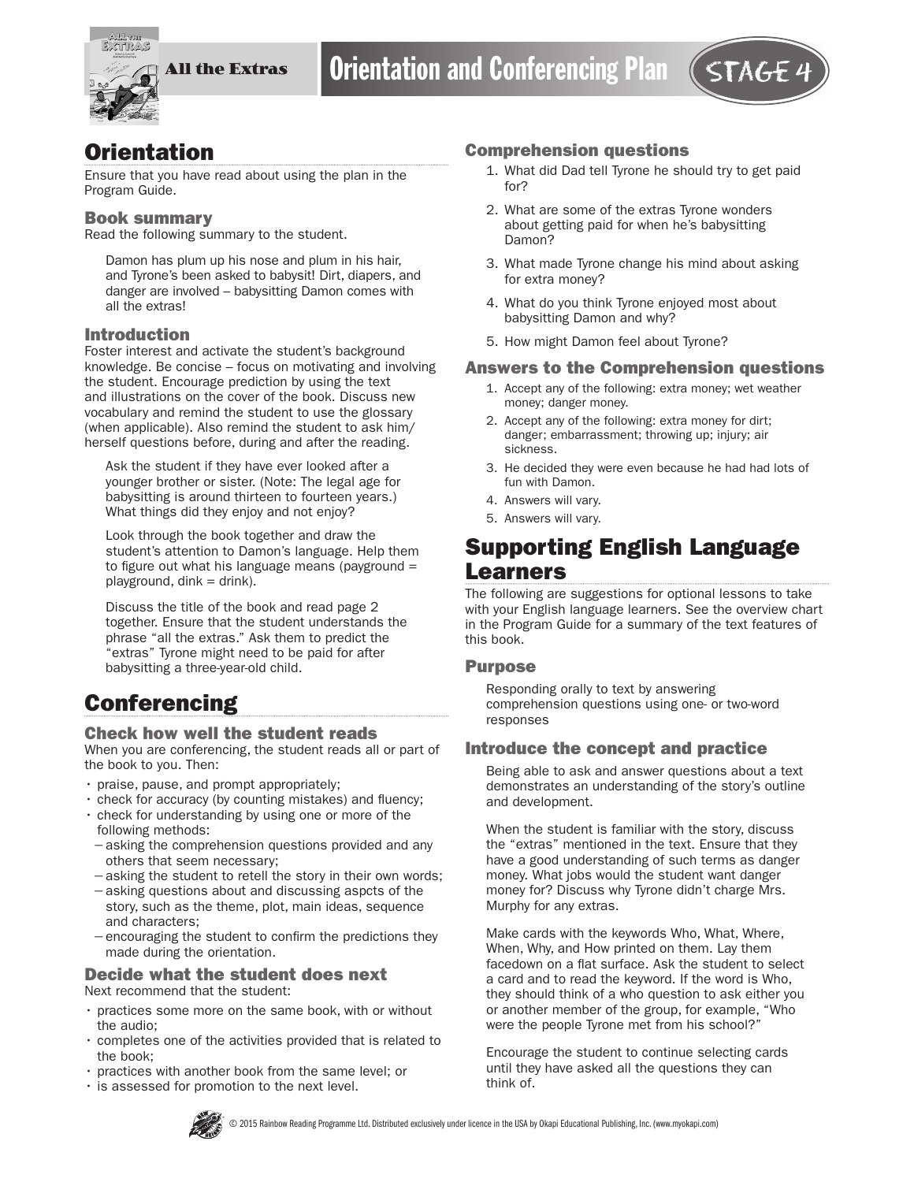# All the Extras — Orientation and Conferencing Plan — STAGE 4

## Orientation

Ensure that you have read about using the plan in the Program Guide.

### Book summary

Read the following summary to the student.

> Damon has plum up his nose and plum in his hair, and Tyrone's been asked to babysit! Dirt, diapers, and danger are involved – babysitting Damon comes with all the extras!

### Introduction

Foster interest and activate the student's background knowledge. Be concise – focus on motivating and involving the student. Encourage prediction by using the text and illustrations on the cover of the book. Discuss new vocabulary and remind the student to use the glossary (when applicable). Also remind the student to ask him/herself questions before, during and after the reading.

> Ask the student if they have ever looked after a younger brother or sister. (Note: The legal age for babysitting is around thirteen to fourteen years.) What things did they enjoy and not enjoy?
>
> Look through the book together and draw the student's attention to Damon's language. Help them to figure out what his language means (payground = playground, dink = drink).
>
> Discuss the title of the book and read page 2 together. Ensure that the student understands the phrase "all the extras." Ask them to predict the "extras" Tyrone might need to be paid for after babysitting a three-year-old child.

## Conferencing

### Check how well the student reads

When you are conferencing, the student reads all or part of the book to you. Then:

- praise, pause, and prompt appropriately;
- check for accuracy (by counting mistakes) and fluency;
- check for understanding by using one or more of the following methods:
  - asking the comprehension questions provided and any others that seem necessary;
  - asking the student to retell the story in their own words;
  - asking questions about and discussing aspcts of the story, such as the theme, plot, main ideas, sequence and characters;
  - encouraging the student to confirm the predictions they made during the orientation.

### Decide what the student does next

Next recommend that the student:

- practices some more on the same book, with or without the audio;
- completes one of the activities provided that is related to the book;
- practices with another book from the same level; or
- is assessed for promotion to the next level.

### Comprehension questions

1. What did Dad tell Tyrone he should try to get paid for?
2. What are some of the extras Tyrone wonders about getting paid for when he's babysitting Damon?
3. What made Tyrone change his mind about asking for extra money?
4. What do you think Tyrone enjoyed most about babysitting Damon and why?
5. How might Damon feel about Tyrone?

### Answers to the Comprehension questions

1. Accept any of the following: extra money; wet weather money; danger money.
2. Accept any of the following: extra money for dirt; danger; embarrassment; throwing up; injury; air sickness.
3. He decided they were even because he had had lots of fun with Damon.
4. Answers will vary.
5. Answers will vary.

## Supporting English Language Learners

The following are suggestions for optional lessons to take with your English language learners. See the overview chart in the Program Guide for a summary of the text features of this book.

### Purpose

> Responding orally to text by answering comprehension questions using one- or two-word responses

### Introduce the concept and practice

> Being able to ask and answer questions about a text demonstrates an understanding of the story's outline and development.
>
> When the student is familiar with the story, discuss the "extras" mentioned in the text. Ensure that they have a good understanding of such terms as danger money. What jobs would the student want danger money for? Discuss why Tyrone didn't charge Mrs. Murphy for any extras.
>
> Make cards with the keywords Who, What, Where, When, Why, and How printed on them. Lay them facedown on a flat surface. Ask the student to select a card and to read the keyword. If the word is Who, they should think of a who question to ask either you or another member of the group, for example, "Who were the people Tyrone met from his school?"
>
> Encourage the student to continue selecting cards until they have asked all the questions they can think of.

© 2015 Rainbow Reading Programme Ltd. Distributed exclusively under licence in the USA by Okapi Educational Publishing, Inc. (www.myokapi.com)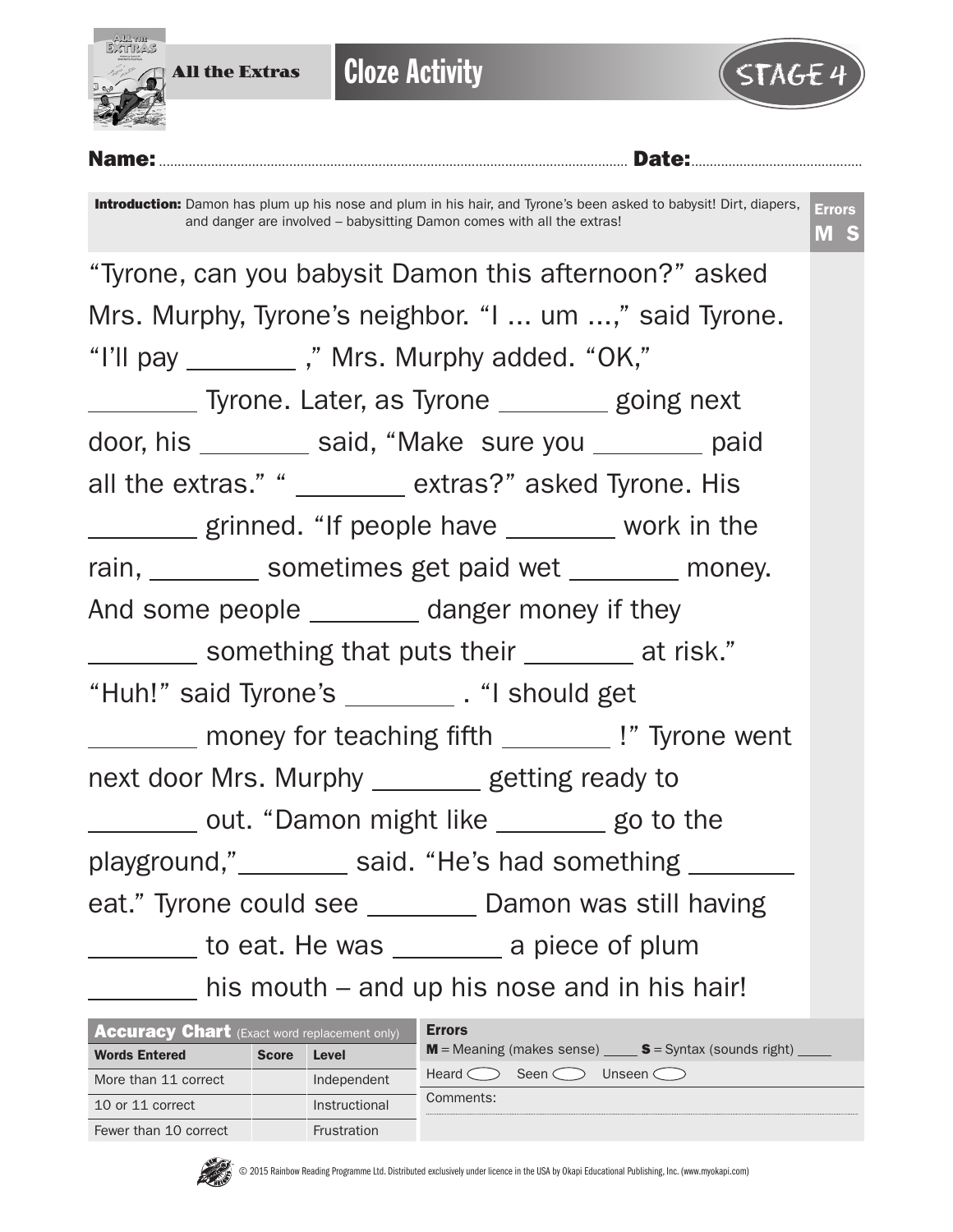All the Extras

# Cloze Activity

STAGE 4

**Name:** ................................................ **Date:** ................................

**Introduction:** Damon has plum up his nose and plum in his hair, and Tyrone's been asked to babysit! Dirt, diapers, and danger are involved – babysitting Damon comes with all the extras!

Errors **M S**

"Tyrone, can you babysit Damon this afternoon?" asked Mrs. Murphy, Tyrone's neighbor. "I ... um ...," said Tyrone. "I'll pay ________ ," Mrs. Murphy added. "OK," ________ Tyrone. Later, as Tyrone ________ going next door, his ________ said, "Make sure you ________ paid all the extras." " ________ extras?" asked Tyrone. His ________ grinned. "If people have ________ work in the rain, ________ sometimes get paid wet ________ money. And some people ________ danger money if they ________ something that puts their ________ at risk." "Huh!" said Tyrone's ________ . "I should get ________ money for teaching fifth ________ !" Tyrone went next door Mrs. Murphy ________ getting ready to ________ out. "Damon might like ________ go to the playground," ________ said. "He's had something ________ eat." Tyrone could see ________ Damon was still having ________ to eat. He was ________ a piece of plum ________ his mouth – and up his nose and in his hair!

| **Accuracy Chart** (Exact word replacement only) | | |
|---|---|---|
| **Words Entered** | **Score** | **Level** |
| More than 11 correct | | Independent |
| 10 or 11 correct | | Instructional |
| Fewer than 10 correct | | Frustration |

**Errors**

**M** = Meaning (makes sense) ____ **S** = Syntax (sounds right) ____

Heard ◯ Seen ◯ Unseen ◯

Comments:

© 2015 Rainbow Reading Programme Ltd. Distributed exclusively under licence in the USA by Okapi Educational Publishing, Inc. (www.myokapi.com)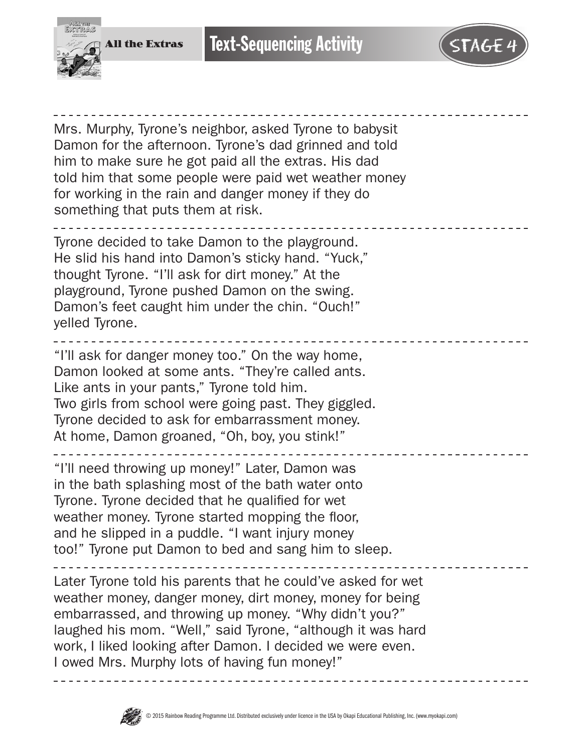# All the Extras — Text-Sequencing Activity — STAGE 4

---

Mrs. Murphy, Tyrone's neighbor, asked Tyrone to babysit Damon for the afternoon. Tyrone's dad grinned and told him to make sure he got paid all the extras. His dad told him that some people were paid wet weather money for working in the rain and danger money if they do something that puts them at risk.

---

Tyrone decided to take Damon to the playground. He slid his hand into Damon's sticky hand. "Yuck," thought Tyrone. "I'll ask for dirt money." At the playground, Tyrone pushed Damon on the swing. Damon's feet caught him under the chin. "Ouch!" yelled Tyrone.

---

"I'll ask for danger money too." On the way home, Damon looked at some ants. "They're called ants. Like ants in your pants," Tyrone told him. Two girls from school were going past. They giggled. Tyrone decided to ask for embarrassment money. At home, Damon groaned, "Oh, boy, you stink!"

---

"I'll need throwing up money!" Later, Damon was in the bath splashing most of the bath water onto Tyrone. Tyrone decided that he qualified for wet weather money. Tyrone started mopping the floor, and he slipped in a puddle. "I want injury money too!" Tyrone put Damon to bed and sang him to sleep.

---

Later Tyrone told his parents that he could've asked for wet weather money, danger money, dirt money, money for being embarrassed, and throwing up money. "Why didn't you?" laughed his mom. "Well," said Tyrone, "although it was hard work, I liked looking after Damon. I decided we were even. I owed Mrs. Murphy lots of having fun money!"

---

© 2015 Rainbow Reading Programme Ltd. Distributed exclusively under licence in the USA by Okapi Educational Publishing, Inc. (www.myokapi.com)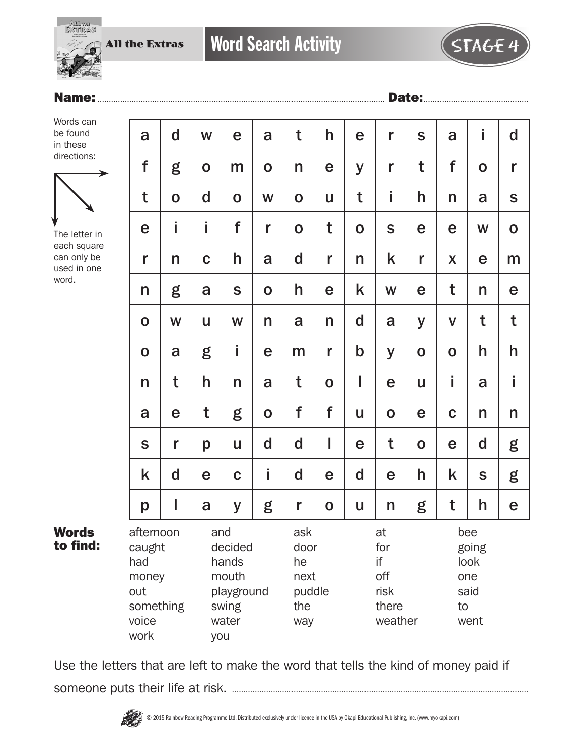All the Extras

# Word Search Activity

STAGE 4

**Name:** ............................................................ **Date:** ..............................

Words can be found in these directions: → ↘ ↓

The letter in each square can only be used in one word.

| | | | | | | | | | | | | |
|---|---|---|---|---|---|---|---|---|---|---|---|---|
| a | d | w | e | a | t | h | e | r | s | a | i | d |
| f | g | o | m | o | n | e | y | r | t | f | o | r |
| t | o | d | o | w | o | u | t | i | h | n | a | s |
| e | i | i | f | r | o | t | o | s | e | e | w | o |
| r | n | c | h | a | d | r | n | k | r | x | e | m |
| n | g | a | s | o | h | e | k | w | e | t | n | e |
| o | w | u | w | n | a | n | d | a | y | v | t | t |
| o | a | g | i | e | m | r | b | y | o | o | h | h |
| n | t | h | n | a | t | o | l | e | u | i | a | i |
| a | e | t | g | o | f | f | u | o | e | c | n | n |
| s | r | p | u | d | d | l | e | t | o | e | d | g |
| k | d | e | c | i | d | e | d | e | h | k | s | g |
| p | l | a | y | g | r | o | u | n | g | t | h | e |

**Words to find:**

| | | | | |
|---|---|---|---|---|
| afternoon | and | ask | at | bee |
| caught | decided | door | for | going |
| had | hands | he | if | look |
| money | mouth | next | off | one |
| out | playground | puddle | risk | said |
| something | swing | the | there | to |
| voice | water | way | weather | went |
| work | you | | | |

Use the letters that are left to make the word that tells the kind of money paid if someone puts their life at risk. ..............................................................

© 2015 Rainbow Reading Programme Ltd. Distributed exclusively under licence in the USA by Okapi Educational Publishing, Inc. (www.myokapi.com)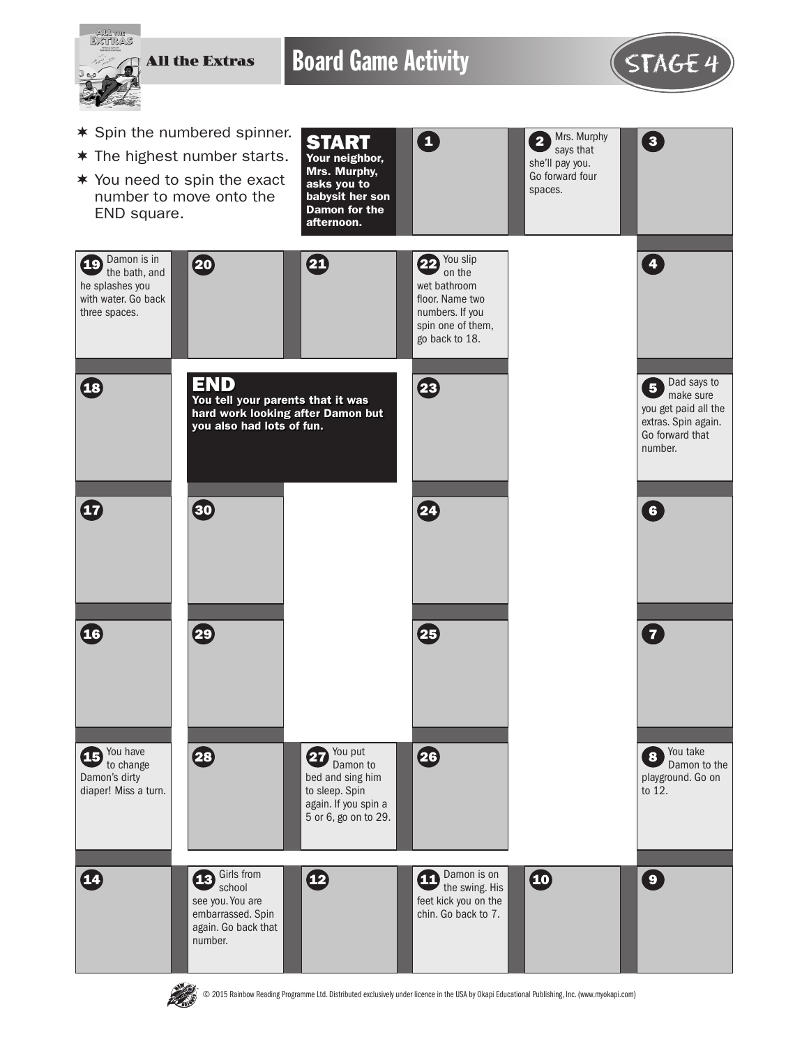# Board Game Activity

All the Extras — STAGE 4

- ✶ Spin the numbered spinner.
- ✶ The highest number starts.
- ✶ You need to spin the exact number to move onto the END square.

**START** Your neighbor, Mrs. Murphy, asks you to babysit her son Damon for the afternoon.

**1**

**2** Mrs. Murphy says that she'll pay you. Go forward four spaces.

**3**

**4**

**5** Dad says to make sure you get paid all the extras. Spin again. Go forward that number.

**6**

**7**

**8** You take Damon to the playground. Go on to 12.

**9**

**10**

**11** Damon is on the swing. His feet kick you on the chin. Go back to 7.

**12**

**13** Girls from school see you. You are embarrassed. Spin again. Go back that number.

**14**

**15** You have to change Damon's dirty diaper! Miss a turn.

**16**

**17**

**18**

**19** Damon is in the bath, and he splashes you with water. Go back three spaces.

**20**

**21**

**22** You slip on the wet bathroom floor. Name two numbers. If you spin one of them, go back to 18.

**23**

**24**

**25**

**26**

**27** You put Damon to bed and sing him to sleep. Spin again. If you spin a 5 or 6, go on to 29.

**28**

**29**

**30**

**END** You tell your parents that it was hard work looking after Damon but you also had lots of fun.

© 2015 Rainbow Reading Programme Ltd. Distributed exclusively under licence in the USA by Okapi Educational Publishing, Inc. (www.myokapi.com)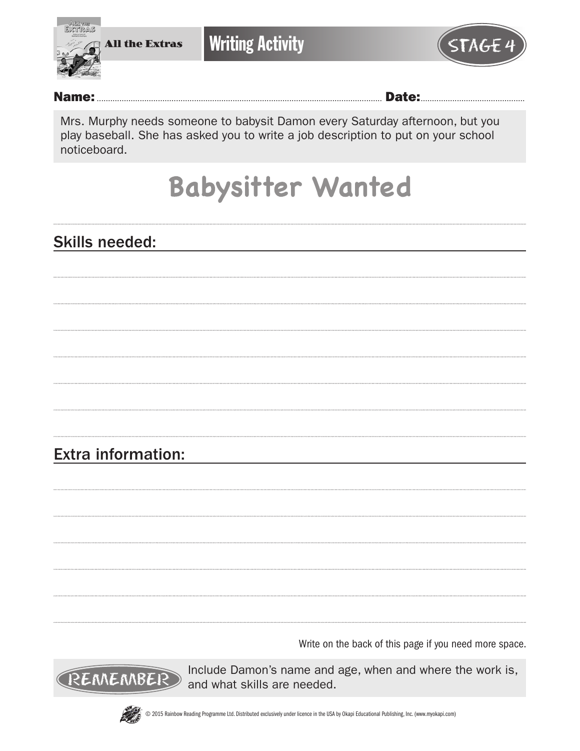All the Extras

## Writing Activity

STAGE 4

**Name:** ........................................................................ **Date:** ....................................

Mrs. Murphy needs someone to babysit Damon every Saturday afternoon, but you play baseball. She has asked you to write a job description to put on your school noticeboard.

# Babysitter Wanted

## Skills needed:

## Extra information:

Write on the back of this page if you need more space.

**REMEMBER** Include Damon's name and age, when and where the work is, and what skills are needed.

© 2015 Rainbow Reading Programme Ltd. Distributed exclusively under licence in the USA by Okapi Educational Publishing, Inc. (www.myokapi.com)